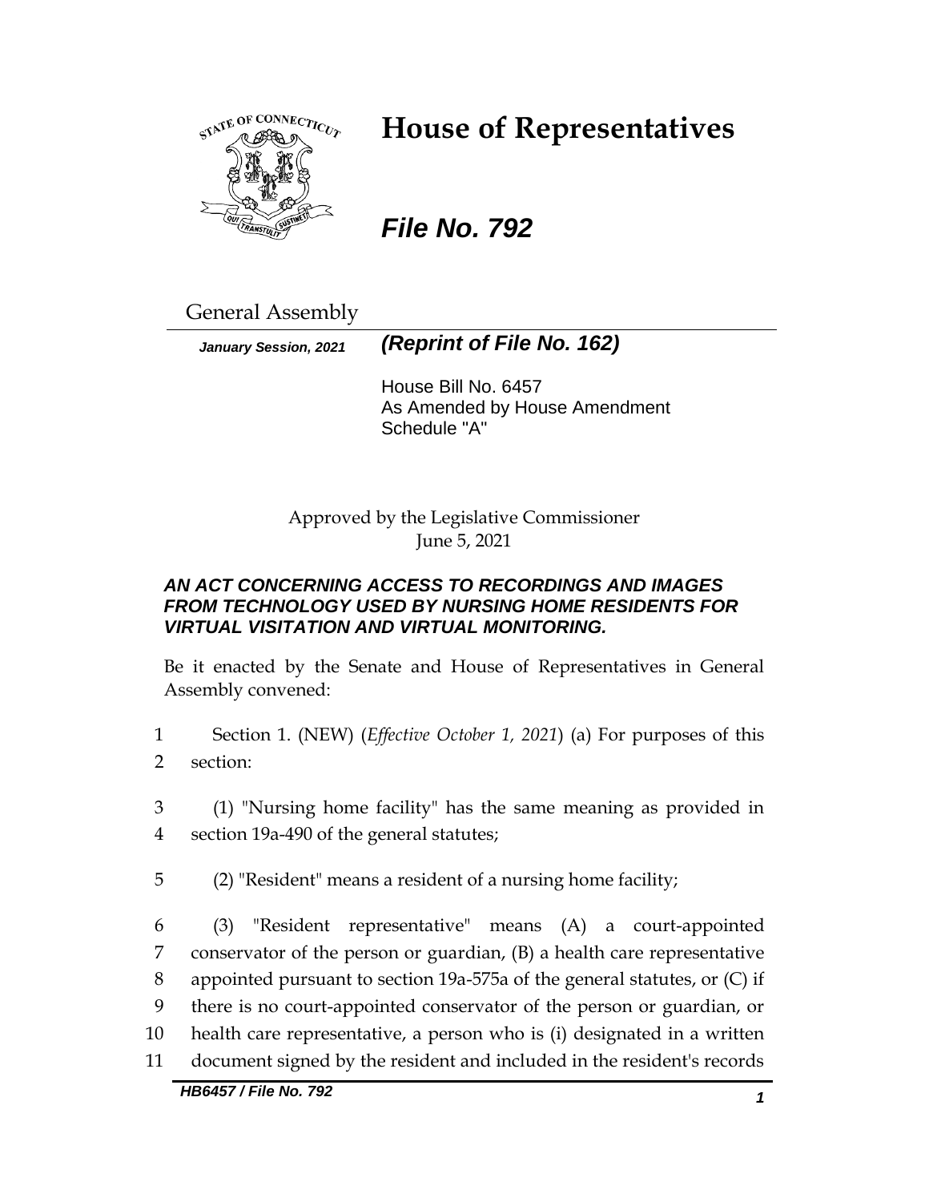# House of Representatives

***File No. 792***

General Assembly

***January Session, 2021*** ***(Reprint of File No. 162)***

House Bill No. 6457
As Amended by House Amendment Schedule "A"

Approved by the Legislative Commissioner
June 5, 2021

***AN ACT CONCERNING ACCESS TO RECORDINGS AND IMAGES FROM TECHNOLOGY USED BY NURSING HOME RESIDENTS FOR VIRTUAL VISITATION AND VIRTUAL MONITORING.***

Be it enacted by the Senate and House of Representatives in General Assembly convened:

1 Section 1. (NEW) (*Effective October 1, 2021*) (a) For purposes of this
2 section:

3 (1) "Nursing home facility" has the same meaning as provided in
4 section 19a-490 of the general statutes;

5 (2) "Resident" means a resident of a nursing home facility;

6 (3) "Resident representative" means (A) a court-appointed
7 conservator of the person or guardian, (B) a health care representative
8 appointed pursuant to section 19a-575a of the general statutes, or (C) if
9 there is no court-appointed conservator of the person or guardian, or
10 health care representative, a person who is (i) designated in a written
11 document signed by the resident and included in the resident's records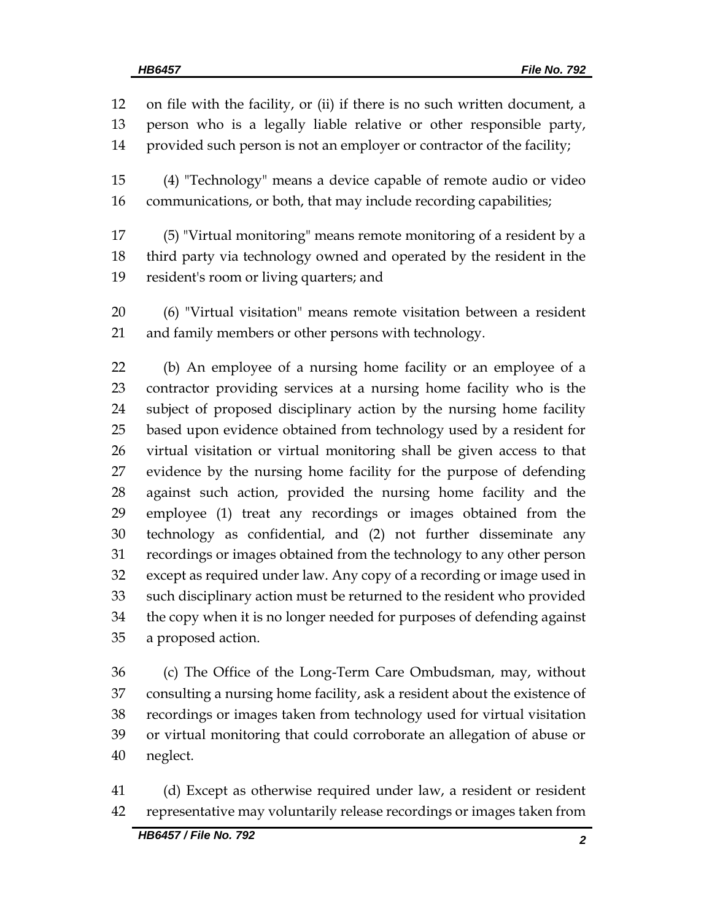on file with the facility, or (ii) if there is no such written document, a person who is a legally liable relative or other responsible party, provided such person is not an employer or contractor of the facility;

(4) "Technology" means a device capable of remote audio or video communications, or both, that may include recording capabilities;

(5) "Virtual monitoring" means remote monitoring of a resident by a third party via technology owned and operated by the resident in the resident's room or living quarters; and

(6) "Virtual visitation" means remote visitation between a resident and family members or other persons with technology.

(b) An employee of a nursing home facility or an employee of a contractor providing services at a nursing home facility who is the subject of proposed disciplinary action by the nursing home facility based upon evidence obtained from technology used by a resident for virtual visitation or virtual monitoring shall be given access to that evidence by the nursing home facility for the purpose of defending against such action, provided the nursing home facility and the employee (1) treat any recordings or images obtained from the technology as confidential, and (2) not further disseminate any recordings or images obtained from the technology to any other person except as required under law. Any copy of a recording or image used in such disciplinary action must be returned to the resident who provided the copy when it is no longer needed for purposes of defending against a proposed action.

(c) The Office of the Long-Term Care Ombudsman, may, without consulting a nursing home facility, ask a resident about the existence of recordings or images taken from technology used for virtual visitation or virtual monitoring that could corroborate an allegation of abuse or neglect.

(d) Except as otherwise required under law, a resident or resident representative may voluntarily release recordings or images taken from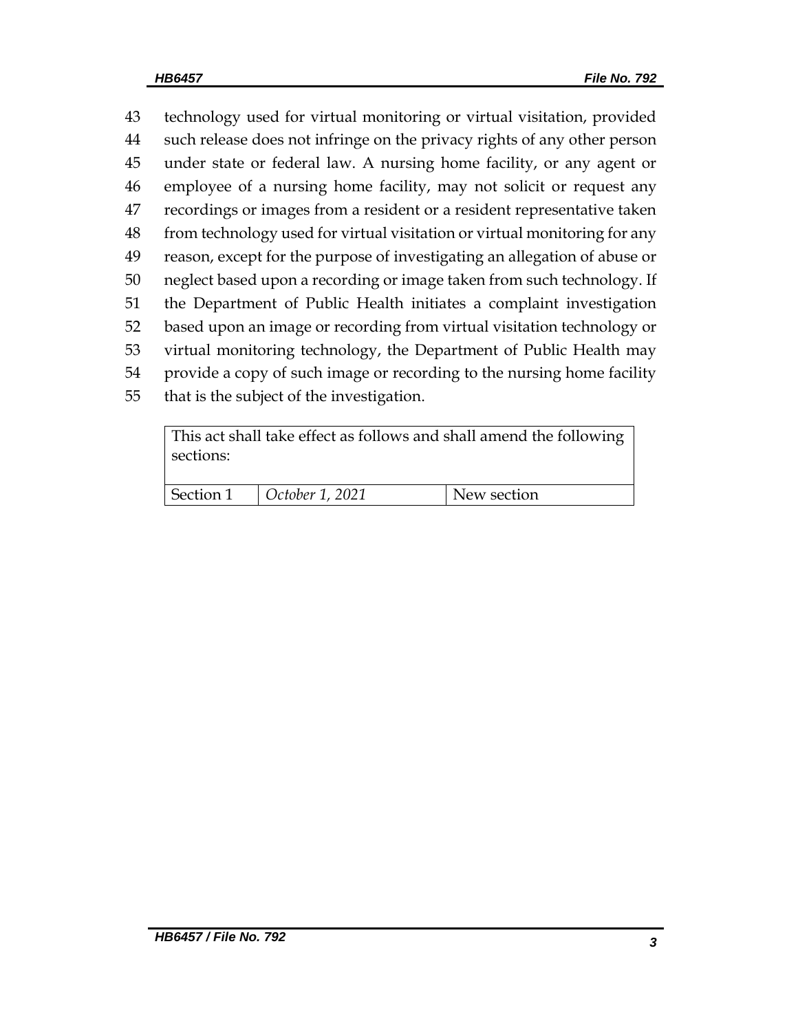technology used for virtual monitoring or virtual visitation, provided such release does not infringe on the privacy rights of any other person under state or federal law. A nursing home facility, or any agent or employee of a nursing home facility, may not solicit or request any recordings or images from a resident or a resident representative taken from technology used for virtual visitation or virtual monitoring for any reason, except for the purpose of investigating an allegation of abuse or neglect based upon a recording or image taken from such technology. If the Department of Public Health initiates a complaint investigation based upon an image or recording from virtual visitation technology or virtual monitoring technology, the Department of Public Health may provide a copy of such image or recording to the nursing home facility that is the subject of the investigation.

| This act shall take effect as follows and shall amend the following sections: | | |
|---|---|---|
| Section 1 | *October 1, 2021* | New section |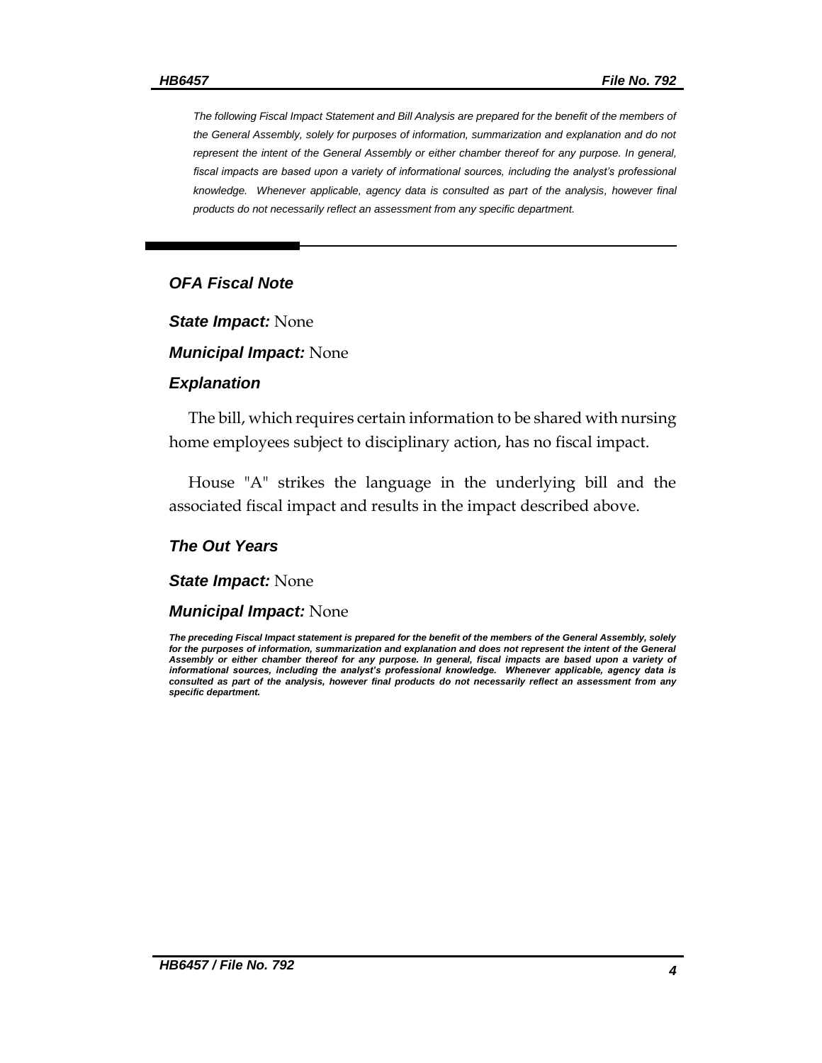*The following Fiscal Impact Statement and Bill Analysis are prepared for the benefit of the members of the General Assembly, solely for purposes of information, summarization and explanation and do not represent the intent of the General Assembly or either chamber thereof for any purpose. In general, fiscal impacts are based upon a variety of informational sources, including the analyst's professional knowledge. Whenever applicable, agency data is consulted as part of the analysis, however final products do not necessarily reflect an assessment from any specific department.*

## *OFA Fiscal Note*

***State Impact:*** None

***Municipal Impact:*** None

### *Explanation*

The bill, which requires certain information to be shared with nursing home employees subject to disciplinary action, has no fiscal impact.

House "A" strikes the language in the underlying bill and the associated fiscal impact and results in the impact described above.

### *The Out Years*

***State Impact:*** None

***Municipal Impact:*** None

***The preceding Fiscal Impact statement is prepared for the benefit of the members of the General Assembly, solely for the purposes of information, summarization and explanation and does not represent the intent of the General Assembly or either chamber thereof for any purpose. In general, fiscal impacts are based upon a variety of informational sources, including the analyst's professional knowledge. Whenever applicable, agency data is consulted as part of the analysis, however final products do not necessarily reflect an assessment from any specific department.***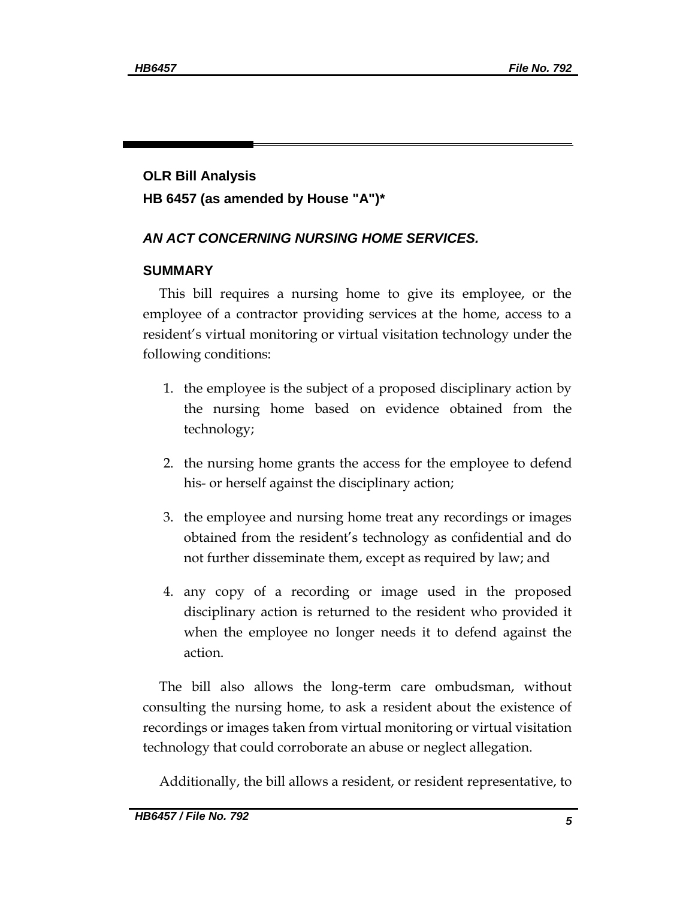**OLR Bill Analysis**

**HB 6457 (as amended by House "A")***

***AN ACT CONCERNING NURSING HOME SERVICES.***

**SUMMARY**

This bill requires a nursing home to give its employee, or the employee of a contractor providing services at the home, access to a resident's virtual monitoring or virtual visitation technology under the following conditions:

1. the employee is the subject of a proposed disciplinary action by the nursing home based on evidence obtained from the technology;
2. the nursing home grants the access for the employee to defend his- or herself against the disciplinary action;
3. the employee and nursing home treat any recordings or images obtained from the resident's technology as confidential and do not further disseminate them, except as required by law; and
4. any copy of a recording or image used in the proposed disciplinary action is returned to the resident who provided it when the employee no longer needs it to defend against the action.

The bill also allows the long-term care ombudsman, without consulting the nursing home, to ask a resident about the existence of recordings or images taken from virtual monitoring or virtual visitation technology that could corroborate an abuse or neglect allegation.

Additionally, the bill allows a resident, or resident representative, to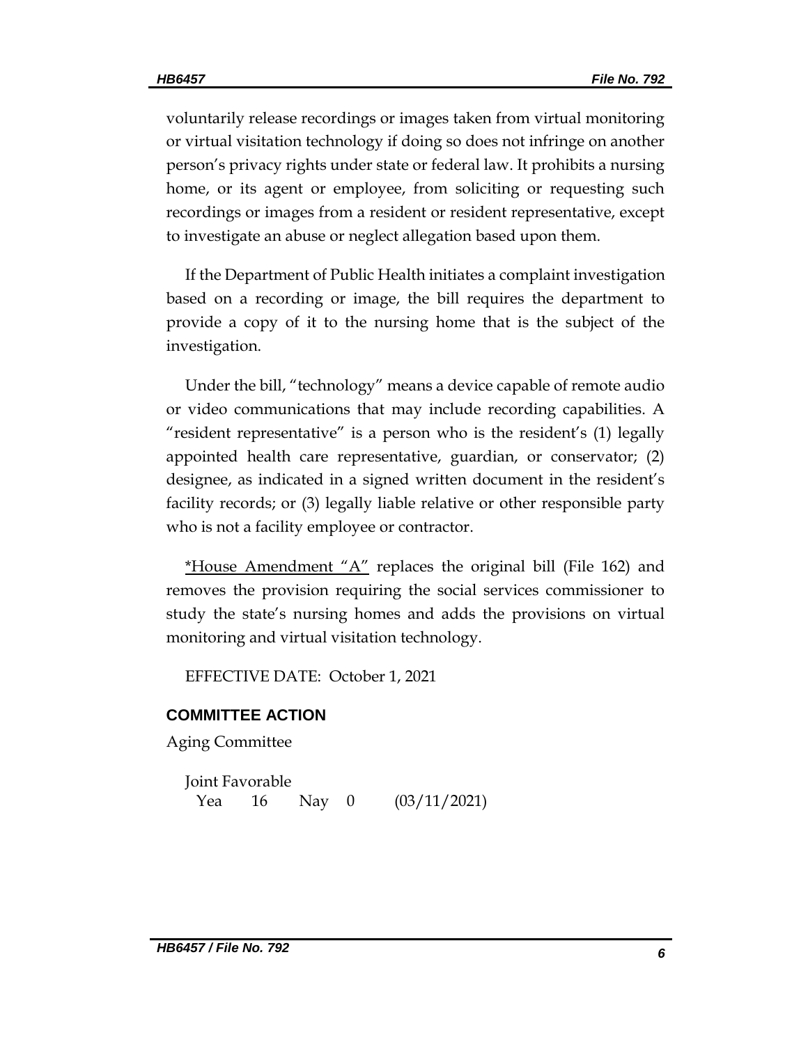voluntarily release recordings or images taken from virtual monitoring or virtual visitation technology if doing so does not infringe on another person's privacy rights under state or federal law. It prohibits a nursing home, or its agent or employee, from soliciting or requesting such recordings or images from a resident or resident representative, except to investigate an abuse or neglect allegation based upon them.

If the Department of Public Health initiates a complaint investigation based on a recording or image, the bill requires the department to provide a copy of it to the nursing home that is the subject of the investigation.

Under the bill, "technology" means a device capable of remote audio or video communications that may include recording capabilities. A "resident representative" is a person who is the resident's (1) legally appointed health care representative, guardian, or conservator; (2) designee, as indicated in a signed written document in the resident's facility records; or (3) legally liable relative or other responsible party who is not a facility employee or contractor.

*House Amendment "A" replaces the original bill (File 162) and removes the provision requiring the social services commissioner to study the state's nursing homes and adds the provisions on virtual monitoring and virtual visitation technology.

EFFECTIVE DATE: October 1, 2021

## COMMITTEE ACTION

Aging Committee

Joint Favorable
Yea 16 Nay 0 (03/11/2021)